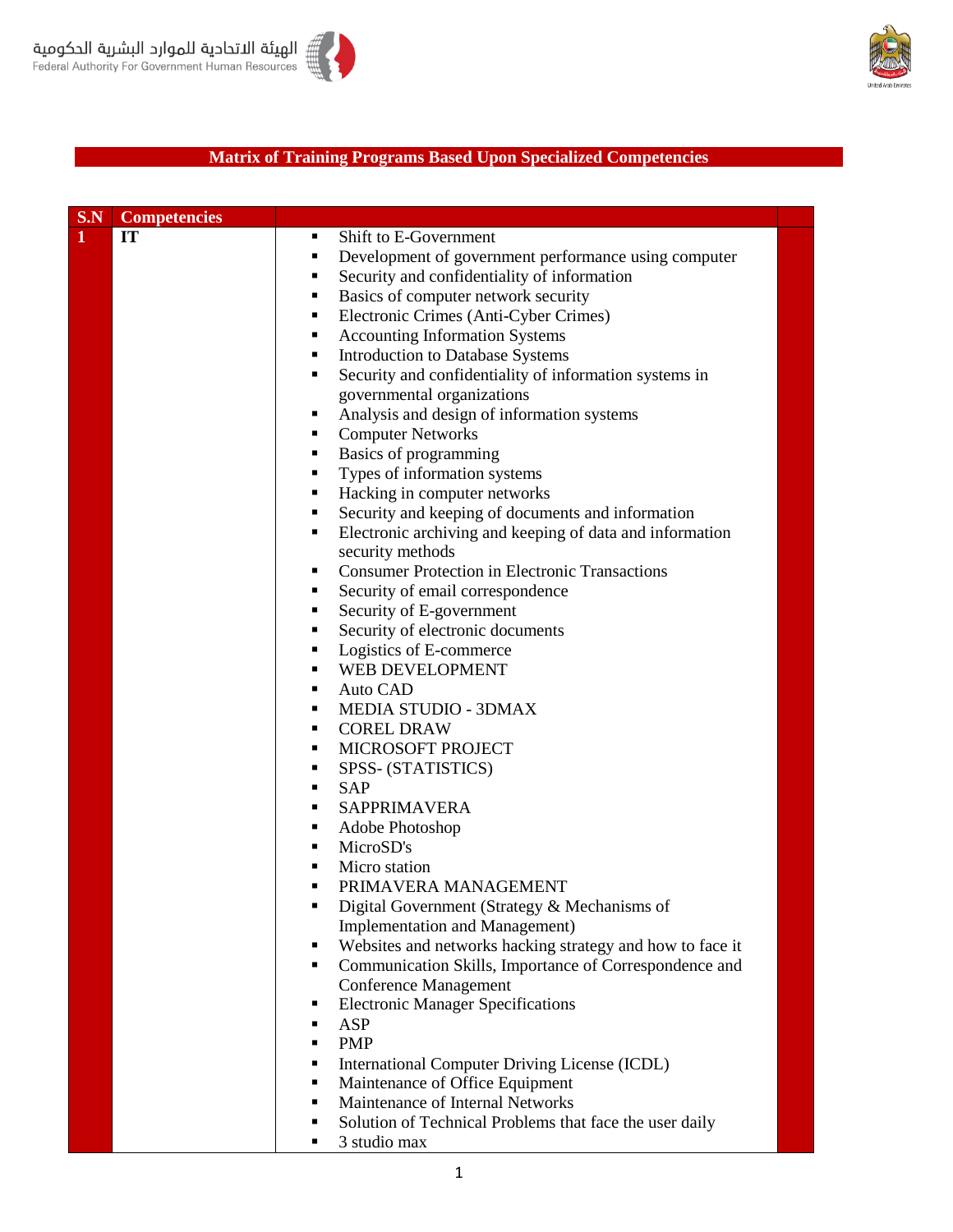# Matrix of Training Programs Based Upon Specialized Competencies

| S.N | Competencies | | |
|---|---|---|---|
| 1 | IT | ▪ Shift to E-Government<br>▪ Development of government performance using computer<br>▪ Security and confidentiality of information<br>▪ Basics of computer network security<br>▪ Electronic Crimes (Anti-Cyber Crimes)<br>▪ Accounting Information Systems<br>▪ Introduction to Database Systems<br>▪ Security and confidentiality of information systems in governmental organizations<br>▪ Analysis and design of information systems<br>▪ Computer Networks<br>▪ Basics of programming<br>▪ Types of information systems<br>▪ Hacking in computer networks<br>▪ Security and keeping of documents and information<br>▪ Electronic archiving and keeping of data and information security methods<br>▪ Consumer Protection in Electronic Transactions<br>▪ Security of email correspondence<br>▪ Security of E-government<br>▪ Security of electronic documents<br>▪ Logistics of E-commerce<br>▪ WEB DEVELOPMENT<br>▪ Auto CAD<br>▪ MEDIA STUDIO - 3DMAX<br>▪ COREL DRAW<br>▪ MICROSOFT PROJECT<br>▪ SPSS- (STATISTICS)<br>▪ SAP<br>▪ SAPPRIMAVERA<br>▪ Adobe Photoshop<br>▪ MicroSD's<br>▪ Micro station<br>▪ PRIMAVERA MANAGEMENT<br>▪ Digital Government (Strategy & Mechanisms of Implementation and Management)<br>▪ Websites and networks hacking strategy and how to face it<br>▪ Communication Skills, Importance of Correspondence and Conference Management<br>▪ Electronic Manager Specifications<br>▪ ASP<br>▪ PMP<br>▪ International Computer Driving License (ICDL)<br>▪ Maintenance of Office Equipment<br>▪ Maintenance of Internal Networks<br>▪ Solution of Technical Problems that face the user daily<br>▪ 3 studio max | |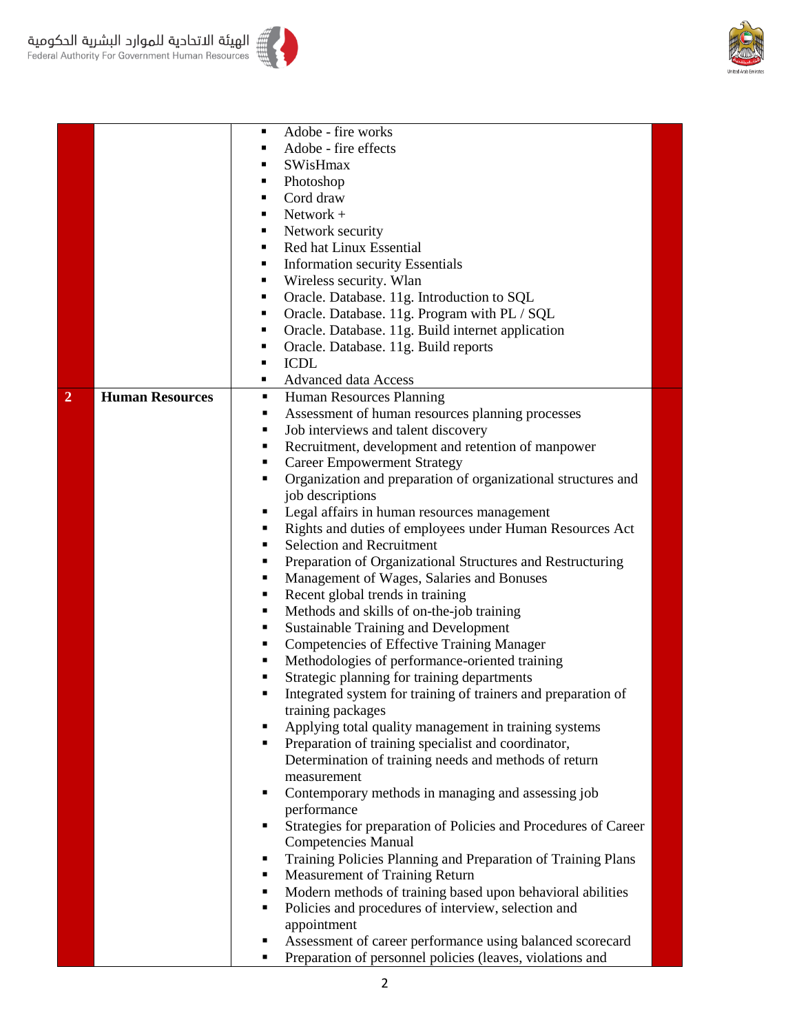| | | | |
|---|---|---|---|
| | | ▪ Adobe - fire works<br>▪ Adobe - fire effects<br>▪ SWisHmax<br>▪ Photoshop<br>▪ Cord draw<br>▪ Network +<br>▪ Network security<br>▪ Red hat Linux Essential<br>▪ Information security Essentials<br>▪ Wireless security. Wlan<br>▪ Oracle. Database. 11g. Introduction to SQL<br>▪ Oracle. Database. 11g. Program with PL / SQL<br>▪ Oracle. Database. 11g. Build internet application<br>▪ Oracle. Database. 11g. Build reports<br>▪ ICDL<br>▪ Advanced data Access | |
| **2** | **Human Resources** | ▪ Human Resources Planning<br>▪ Assessment of human resources planning processes<br>▪ Job interviews and talent discovery<br>▪ Recruitment, development and retention of manpower<br>▪ Career Empowerment Strategy<br>▪ Organization and preparation of organizational structures and job descriptions<br>▪ Legal affairs in human resources management<br>▪ Rights and duties of employees under Human Resources Act<br>▪ Selection and Recruitment<br>▪ Preparation of Organizational Structures and Restructuring<br>▪ Management of Wages, Salaries and Bonuses<br>▪ Recent global trends in training<br>▪ Methods and skills of on-the-job training<br>▪ Sustainable Training and Development<br>▪ Competencies of Effective Training Manager<br>▪ Methodologies of performance-oriented training<br>▪ Strategic planning for training departments<br>▪ Integrated system for training of trainers and preparation of training packages<br>▪ Applying total quality management in training systems<br>▪ Preparation of training specialist and coordinator, Determination of training needs and methods of return measurement<br>▪ Contemporary methods in managing and assessing job performance<br>▪ Strategies for preparation of Policies and Procedures of Career Competencies Manual<br>▪ Training Policies Planning and Preparation of Training Plans<br>▪ Measurement of Training Return<br>▪ Modern methods of training based upon behavioral abilities<br>▪ Policies and procedures of interview, selection and appointment<br>▪ Assessment of career performance using balanced scorecard<br>▪ Preparation of personnel policies (leaves, violations and | |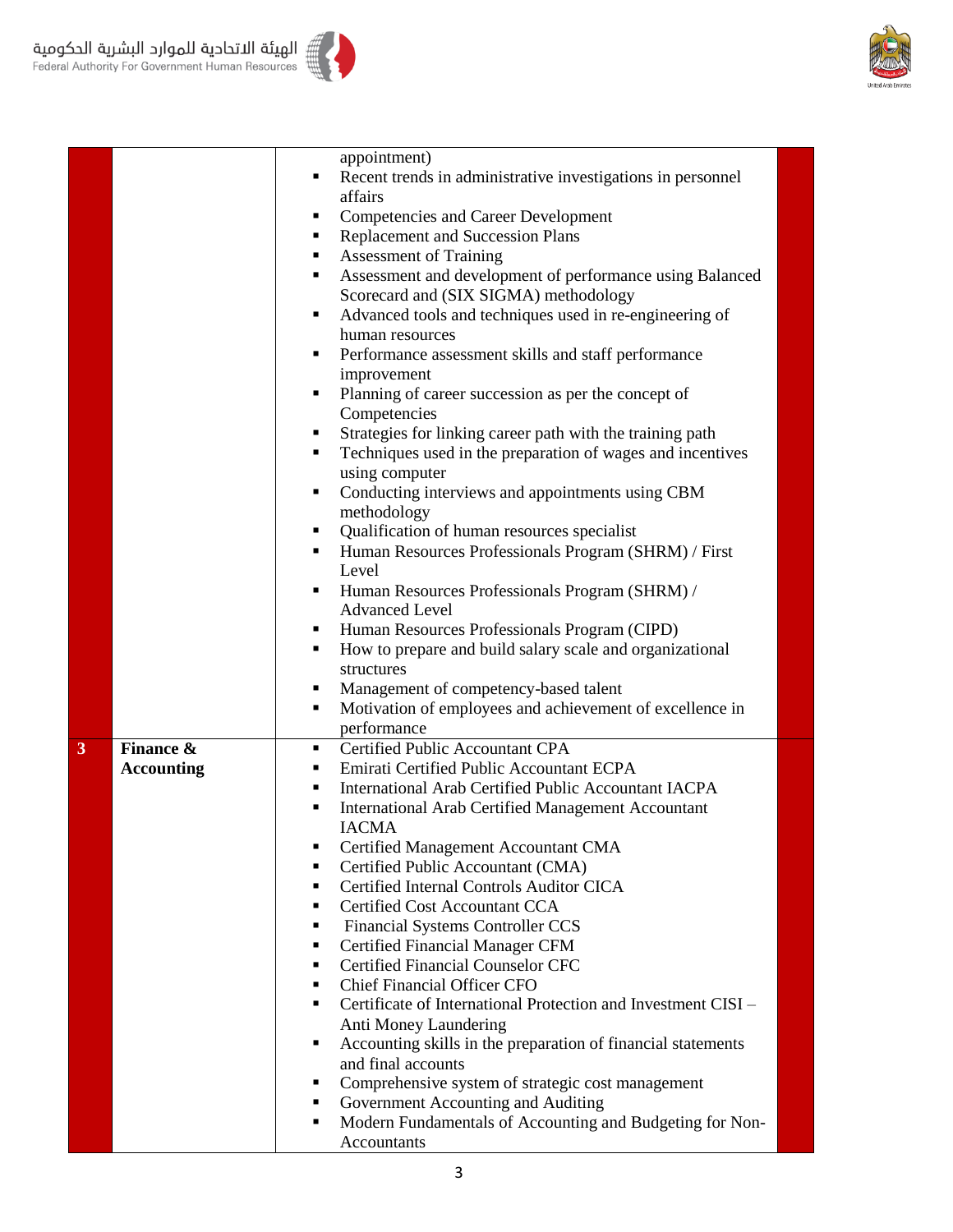| | | | |
|---|---|---|---|
| | | appointment)<br>▪ Recent trends in administrative investigations in personnel affairs<br>▪ Competencies and Career Development<br>▪ Replacement and Succession Plans<br>▪ Assessment of Training<br>▪ Assessment and development of performance using Balanced Scorecard and (SIX SIGMA) methodology<br>▪ Advanced tools and techniques used in re-engineering of human resources<br>▪ Performance assessment skills and staff performance improvement<br>▪ Planning of career succession as per the concept of Competencies<br>▪ Strategies for linking career path with the training path<br>▪ Techniques used in the preparation of wages and incentives using computer<br>▪ Conducting interviews and appointments using CBM methodology<br>▪ Qualification of human resources specialist<br>▪ Human Resources Professionals Program (SHRM) / First Level<br>▪ Human Resources Professionals Program (SHRM) / Advanced Level<br>▪ Human Resources Professionals Program (CIPD)<br>▪ How to prepare and build salary scale and organizational structures<br>▪ Management of competency-based talent<br>▪ Motivation of employees and achievement of excellence in performance | |
| **3** | **Finance & Accounting** | ▪ Certified Public Accountant CPA<br>▪ Emirati Certified Public Accountant ECPA<br>▪ International Arab Certified Public Accountant IACPA<br>▪ International Arab Certified Management Accountant IACMA<br>▪ Certified Management Accountant CMA<br>▪ Certified Public Accountant (CMA)<br>▪ Certified Internal Controls Auditor CICA<br>▪ Certified Cost Accountant CCA<br>▪ Financial Systems Controller CCS<br>▪ Certified Financial Manager CFM<br>▪ Certified Financial Counselor CFC<br>▪ Chief Financial Officer CFO<br>▪ Certificate of International Protection and Investment CISI – Anti Money Laundering<br>▪ Accounting skills in the preparation of financial statements and final accounts<br>▪ Comprehensive system of strategic cost management<br>▪ Government Accounting and Auditing<br>▪ Modern Fundamentals of Accounting and Budgeting for Non-Accountants | |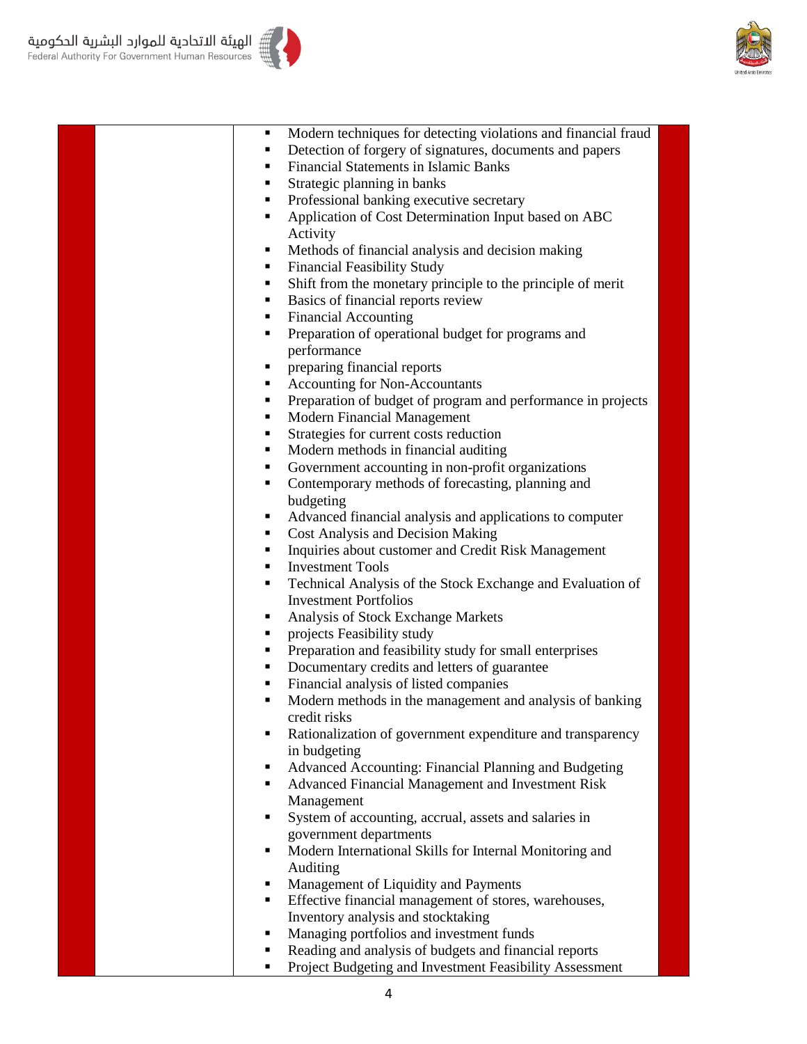| | | | |
|---|---|---|---|
| | | ▪ Modern techniques for detecting violations and financial fraud<br>▪ Detection of forgery of signatures, documents and papers<br>▪ Financial Statements in Islamic Banks<br>▪ Strategic planning in banks<br>▪ Professional banking executive secretary<br>▪ Application of Cost Determination Input based on ABC Activity<br>▪ Methods of financial analysis and decision making<br>▪ Financial Feasibility Study<br>▪ Shift from the monetary principle to the principle of merit<br>▪ Basics of financial reports review<br>▪ Financial Accounting<br>▪ Preparation of operational budget for programs and performance<br>▪ preparing financial reports<br>▪ Accounting for Non-Accountants<br>▪ Preparation of budget of program and performance in projects<br>▪ Modern Financial Management<br>▪ Strategies for current costs reduction<br>▪ Modern methods in financial auditing<br>▪ Government accounting in non-profit organizations<br>▪ Contemporary methods of forecasting, planning and budgeting<br>▪ Advanced financial analysis and applications to computer<br>▪ Cost Analysis and Decision Making<br>▪ Inquiries about customer and Credit Risk Management<br>▪ Investment Tools<br>▪ Technical Analysis of the Stock Exchange and Evaluation of Investment Portfolios<br>▪ Analysis of Stock Exchange Markets<br>▪ projects Feasibility study<br>▪ Preparation and feasibility study for small enterprises<br>▪ Documentary credits and letters of guarantee<br>▪ Financial analysis of listed companies<br>▪ Modern methods in the management and analysis of banking credit risks<br>▪ Rationalization of government expenditure and transparency in budgeting<br>▪ Advanced Accounting: Financial Planning and Budgeting<br>▪ Advanced Financial Management and Investment Risk Management<br>▪ System of accounting, accrual, assets and salaries in government departments<br>▪ Modern International Skills for Internal Monitoring and Auditing<br>▪ Management of Liquidity and Payments<br>▪ Effective financial management of stores, warehouses, Inventory analysis and stocktaking<br>▪ Managing portfolios and investment funds<br>▪ Reading and analysis of budgets and financial reports<br>▪ Project Budgeting and Investment Feasibility Assessment | |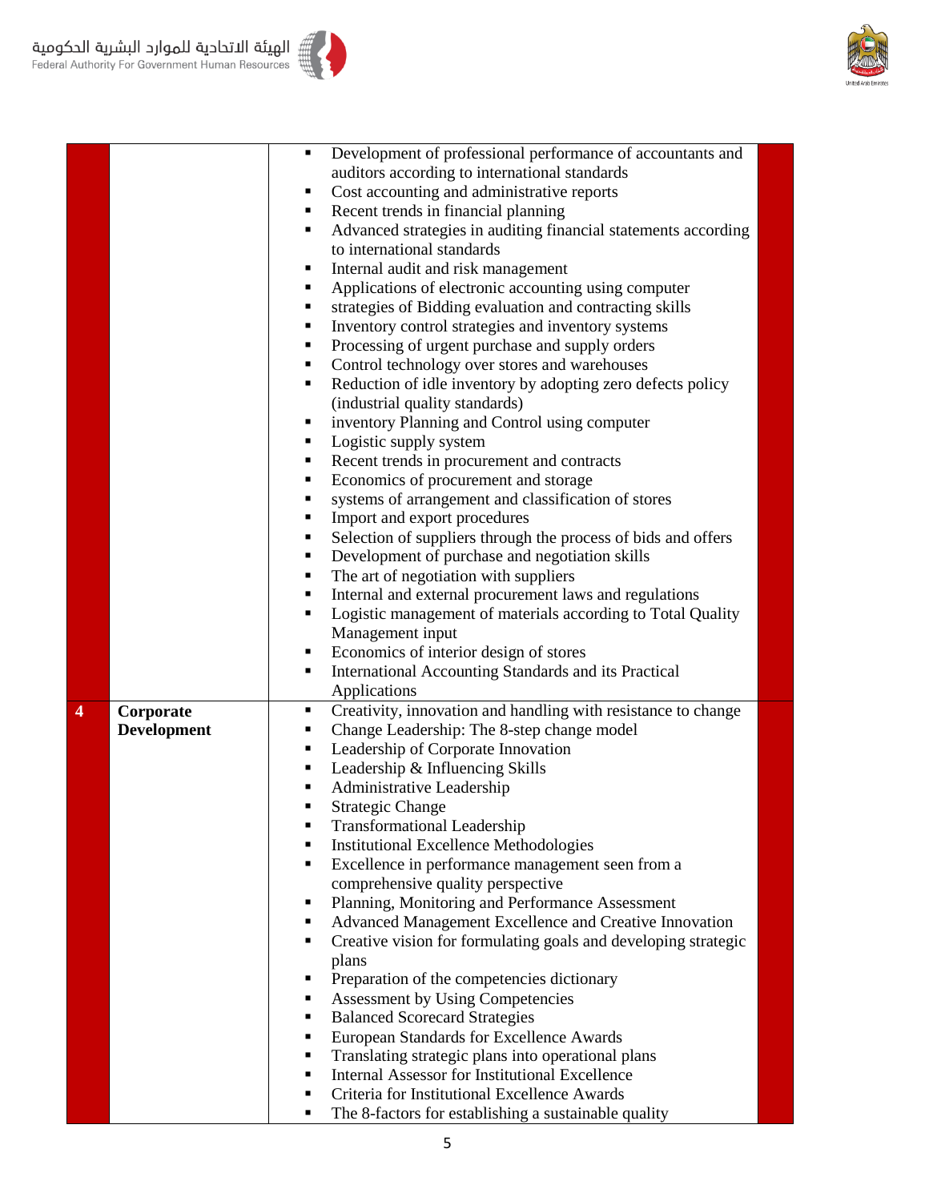|  |  |  |  |
|---|---|---|---|
|  |  | ▪ Development of professional performance of accountants and auditors according to international standards<br>▪ Cost accounting and administrative reports<br>▪ Recent trends in financial planning<br>▪ Advanced strategies in auditing financial statements according to international standards<br>▪ Internal audit and risk management<br>▪ Applications of electronic accounting using computer<br>▪ strategies of Bidding evaluation and contracting skills<br>▪ Inventory control strategies and inventory systems<br>▪ Processing of urgent purchase and supply orders<br>▪ Control technology over stores and warehouses<br>▪ Reduction of idle inventory by adopting zero defects policy (industrial quality standards)<br>▪ inventory Planning and Control using computer<br>▪ Logistic supply system<br>▪ Recent trends in procurement and contracts<br>▪ Economics of procurement and storage<br>▪ systems of arrangement and classification of stores<br>▪ Import and export procedures<br>▪ Selection of suppliers through the process of bids and offers<br>▪ Development of purchase and negotiation skills<br>▪ The art of negotiation with suppliers<br>▪ Internal and external procurement laws and regulations<br>▪ Logistic management of materials according to Total Quality Management input<br>▪ Economics of interior design of stores<br>▪ International Accounting Standards and its Practical Applications |  |
| **4** | **Corporate Development** | ▪ Creativity, innovation and handling with resistance to change<br>▪ Change Leadership: The 8-step change model<br>▪ Leadership of Corporate Innovation<br>▪ Leadership & Influencing Skills<br>▪ Administrative Leadership<br>▪ Strategic Change<br>▪ Transformational Leadership<br>▪ Institutional Excellence Methodologies<br>▪ Excellence in performance management seen from a comprehensive quality perspective<br>▪ Planning, Monitoring and Performance Assessment<br>▪ Advanced Management Excellence and Creative Innovation<br>▪ Creative vision for formulating goals and developing strategic plans<br>▪ Preparation of the competencies dictionary<br>▪ Assessment by Using Competencies<br>▪ Balanced Scorecard Strategies<br>▪ European Standards for Excellence Awards<br>▪ Translating strategic plans into operational plans<br>▪ Internal Assessor for Institutional Excellence<br>▪ Criteria for Institutional Excellence Awards<br>▪ The 8-factors for establishing a sustainable quality |  |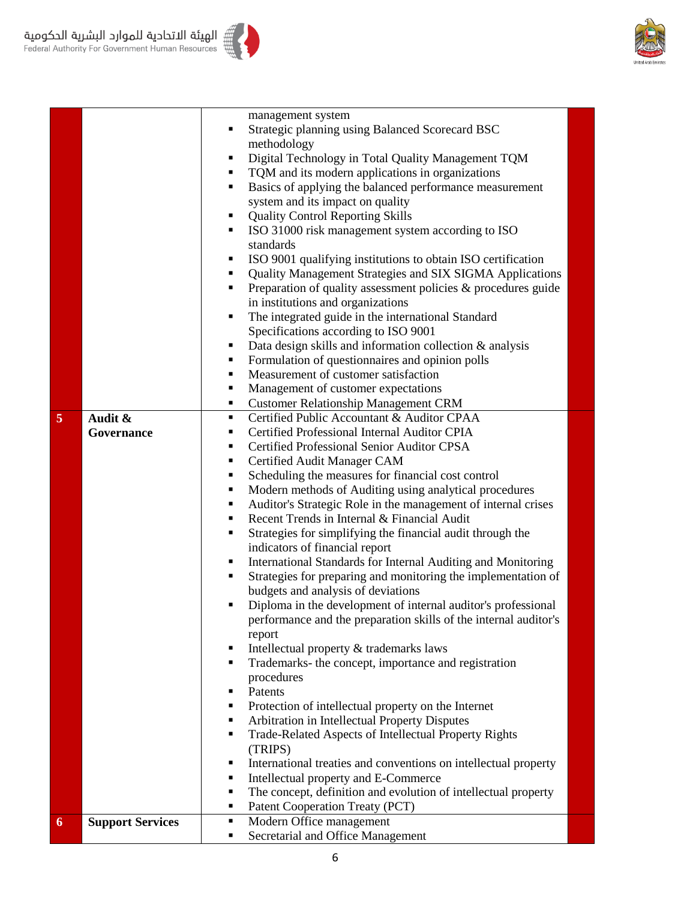| | | | |
|---|---|---|---|
| | | management system<br>▪ Strategic planning using Balanced Scorecard BSC methodology<br>▪ Digital Technology in Total Quality Management TQM<br>▪ TQM and its modern applications in organizations<br>▪ Basics of applying the balanced performance measurement system and its impact on quality<br>▪ Quality Control Reporting Skills<br>▪ ISO 31000 risk management system according to ISO standards<br>▪ ISO 9001 qualifying institutions to obtain ISO certification<br>▪ Quality Management Strategies and SIX SIGMA Applications<br>▪ Preparation of quality assessment policies & procedures guide in institutions and organizations<br>▪ The integrated guide in the international Standard Specifications according to ISO 9001<br>▪ Data design skills and information collection & analysis<br>▪ Formulation of questionnaires and opinion polls<br>▪ Measurement of customer satisfaction<br>▪ Management of customer expectations<br>▪ Customer Relationship Management CRM | |
| **5** | **Audit & Governance** | ▪ Certified Public Accountant & Auditor CPAA<br>▪ Certified Professional Internal Auditor CPIA<br>▪ Certified Professional Senior Auditor CPSA<br>▪ Certified Audit Manager CAM<br>▪ Scheduling the measures for financial cost control<br>▪ Modern methods of Auditing using analytical procedures<br>▪ Auditor's Strategic Role in the management of internal crises<br>▪ Recent Trends in Internal & Financial Audit<br>▪ Strategies for simplifying the financial audit through the indicators of financial report<br>▪ International Standards for Internal Auditing and Monitoring<br>▪ Strategies for preparing and monitoring the implementation of budgets and analysis of deviations<br>▪ Diploma in the development of internal auditor's professional performance and the preparation skills of the internal auditor's report<br>▪ Intellectual property & trademarks laws<br>▪ Trademarks- the concept, importance and registration procedures<br>▪ Patents<br>▪ Protection of intellectual property on the Internet<br>▪ Arbitration in Intellectual Property Disputes<br>▪ Trade-Related Aspects of Intellectual Property Rights (TRIPS)<br>▪ International treaties and conventions on intellectual property<br>▪ Intellectual property and E-Commerce<br>▪ The concept, definition and evolution of intellectual property<br>▪ Patent Cooperation Treaty (PCT) | |
| **6** | **Support Services** | ▪ Modern Office management<br>▪ Secretarial and Office Management | |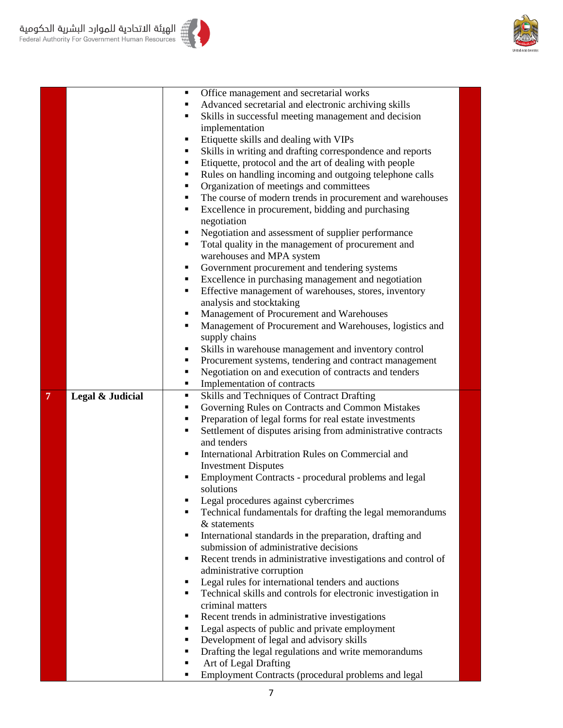| | | | |
|---|---|---|---|
| | | ▪ Office management and secretarial works<br>▪ Advanced secretarial and electronic archiving skills<br>▪ Skills in successful meeting management and decision implementation<br>▪ Etiquette skills and dealing with VIPs<br>▪ Skills in writing and drafting correspondence and reports<br>▪ Etiquette, protocol and the art of dealing with people<br>▪ Rules on handling incoming and outgoing telephone calls<br>▪ Organization of meetings and committees<br>▪ The course of modern trends in procurement and warehouses<br>▪ Excellence in procurement, bidding and purchasing negotiation<br>▪ Negotiation and assessment of supplier performance<br>▪ Total quality in the management of procurement and warehouses and MPA system<br>▪ Government procurement and tendering systems<br>▪ Excellence in purchasing management and negotiation<br>▪ Effective management of warehouses, stores, inventory analysis and stocktaking<br>▪ Management of Procurement and Warehouses<br>▪ Management of Procurement and Warehouses, logistics and supply chains<br>▪ Skills in warehouse management and inventory control<br>▪ Procurement systems, tendering and contract management<br>▪ Negotiation on and execution of contracts and tenders<br>▪ Implementation of contracts | |
| 7 | **Legal & Judicial** | ▪ Skills and Techniques of Contract Drafting<br>▪ Governing Rules on Contracts and Common Mistakes<br>▪ Preparation of legal forms for real estate investments<br>▪ Settlement of disputes arising from administrative contracts and tenders<br>▪ International Arbitration Rules on Commercial and Investment Disputes<br>▪ Employment Contracts - procedural problems and legal solutions<br>▪ Legal procedures against cybercrimes<br>▪ Technical fundamentals for drafting the legal memorandums & statements<br>▪ International standards in the preparation, drafting and submission of administrative decisions<br>▪ Recent trends in administrative investigations and control of administrative corruption<br>▪ Legal rules for international tenders and auctions<br>▪ Technical skills and controls for electronic investigation in criminal matters<br>▪ Recent trends in administrative investigations<br>▪ Legal aspects of public and private employment<br>▪ Development of legal and advisory skills<br>▪ Drafting the legal regulations and write memorandums<br>▪ Art of Legal Drafting<br>▪ Employment Contracts (procedural problems and legal | |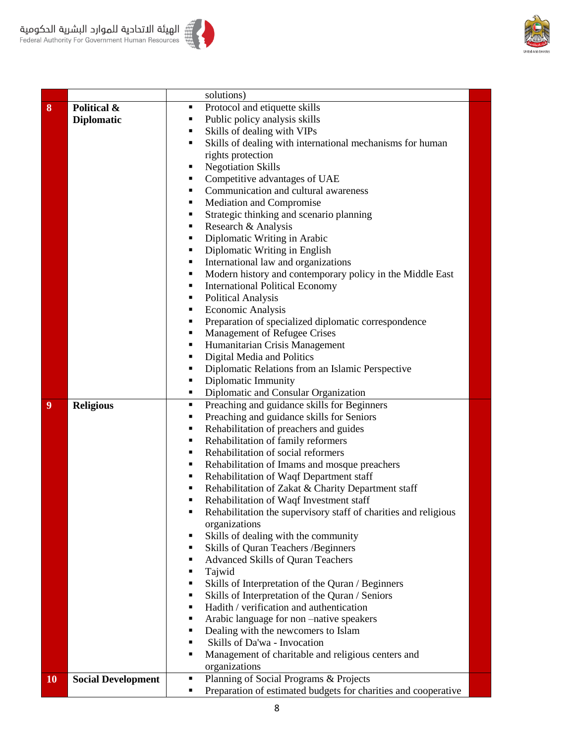| | | | |
|---|---|---|---|
| | | solutions) | |
| 8 | **Political & Diplomatic** | ▪ Protocol and etiquette skills<br>▪ Public policy analysis skills<br>▪ Skills of dealing with VIPs<br>▪ Skills of dealing with international mechanisms for human rights protection<br>▪ Negotiation Skills<br>▪ Competitive advantages of UAE<br>▪ Communication and cultural awareness<br>▪ Mediation and Compromise<br>▪ Strategic thinking and scenario planning<br>▪ Research & Analysis<br>▪ Diplomatic Writing in Arabic<br>▪ Diplomatic Writing in English<br>▪ International law and organizations<br>▪ Modern history and contemporary policy in the Middle East<br>▪ International Political Economy<br>▪ Political Analysis<br>▪ Economic Analysis<br>▪ Preparation of specialized diplomatic correspondence<br>▪ Management of Refugee Crises<br>▪ Humanitarian Crisis Management<br>▪ Digital Media and Politics<br>▪ Diplomatic Relations from an Islamic Perspective<br>▪ Diplomatic Immunity<br>▪ Diplomatic and Consular Organization | |
| 9 | **Religious** | ▪ Preaching and guidance skills for Beginners<br>▪ Preaching and guidance skills for Seniors<br>▪ Rehabilitation of preachers and guides<br>▪ Rehabilitation of family reformers<br>▪ Rehabilitation of social reformers<br>▪ Rehabilitation of Imams and mosque preachers<br>▪ Rehabilitation of Waqf Department staff<br>▪ Rehabilitation of Zakat & Charity Department staff<br>▪ Rehabilitation of Waqf Investment staff<br>▪ Rehabilitation the supervisory staff of charities and religious organizations<br>▪ Skills of dealing with the community<br>▪ Skills of Quran Teachers /Beginners<br>▪ Advanced Skills of Quran Teachers<br>▪ Tajwid<br>▪ Skills of Interpretation of the Quran / Beginners<br>▪ Skills of Interpretation of the Quran / Seniors<br>▪ Hadith / verification and authentication<br>▪ Arabic language for non –native speakers<br>▪ Dealing with the newcomers to Islam<br>▪ Skills of Da'wa - Invocation<br>▪ Management of charitable and religious centers and organizations | |
| 10 | **Social Development** | ▪ Planning of Social Programs & Projects<br>▪ Preparation of estimated budgets for charities and cooperative | |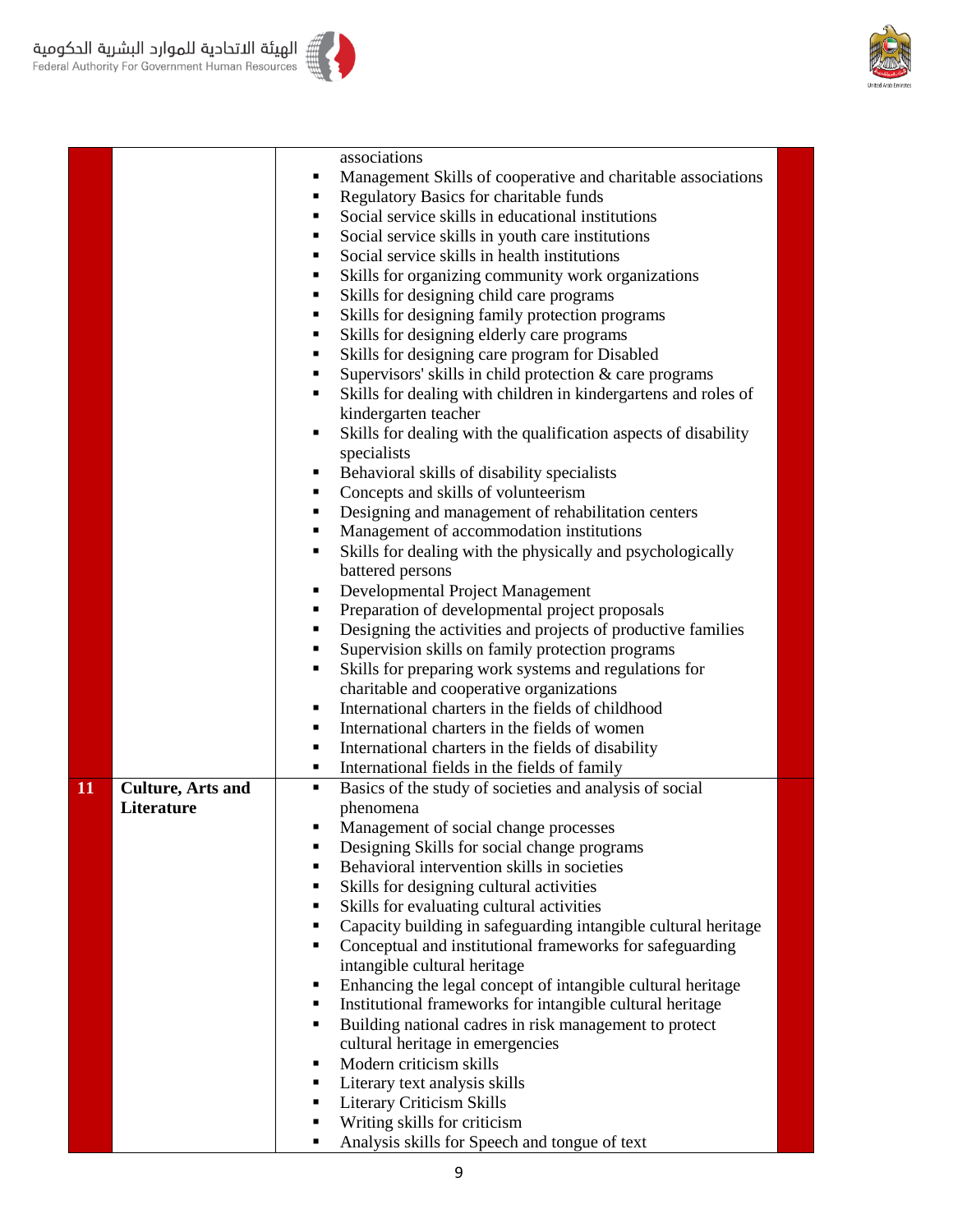| | | | |
|---|---|---|---|
| | | associations<br>▪ Management Skills of cooperative and charitable associations<br>▪ Regulatory Basics for charitable funds<br>▪ Social service skills in educational institutions<br>▪ Social service skills in youth care institutions<br>▪ Social service skills in health institutions<br>▪ Skills for organizing community work organizations<br>▪ Skills for designing child care programs<br>▪ Skills for designing family protection programs<br>▪ Skills for designing elderly care programs<br>▪ Skills for designing care program for Disabled<br>▪ Supervisors' skills in child protection & care programs<br>▪ Skills for dealing with children in kindergartens and roles of kindergarten teacher<br>▪ Skills for dealing with the qualification aspects of disability specialists<br>▪ Behavioral skills of disability specialists<br>▪ Concepts and skills of volunteerism<br>▪ Designing and management of rehabilitation centers<br>▪ Management of accommodation institutions<br>▪ Skills for dealing with the physically and psychologically battered persons<br>▪ Developmental Project Management<br>▪ Preparation of developmental project proposals<br>▪ Designing the activities and projects of productive families<br>▪ Supervision skills on family protection programs<br>▪ Skills for preparing work systems and regulations for charitable and cooperative organizations<br>▪ International charters in the fields of childhood<br>▪ International charters in the fields of women<br>▪ International charters in the fields of disability<br>▪ International fields in the fields of family | |
| **11** | **Culture, Arts and Literature** | ▪ Basics of the study of societies and analysis of social phenomena<br>▪ Management of social change processes<br>▪ Designing Skills for social change programs<br>▪ Behavioral intervention skills in societies<br>▪ Skills for designing cultural activities<br>▪ Skills for evaluating cultural activities<br>▪ Capacity building in safeguarding intangible cultural heritage<br>▪ Conceptual and institutional frameworks for safeguarding intangible cultural heritage<br>▪ Enhancing the legal concept of intangible cultural heritage<br>▪ Institutional frameworks for intangible cultural heritage<br>▪ Building national cadres in risk management to protect cultural heritage in emergencies<br>▪ Modern criticism skills<br>▪ Literary text analysis skills<br>▪ Literary Criticism Skills<br>▪ Writing skills for criticism<br>▪ Analysis skills for Speech and tongue of text | |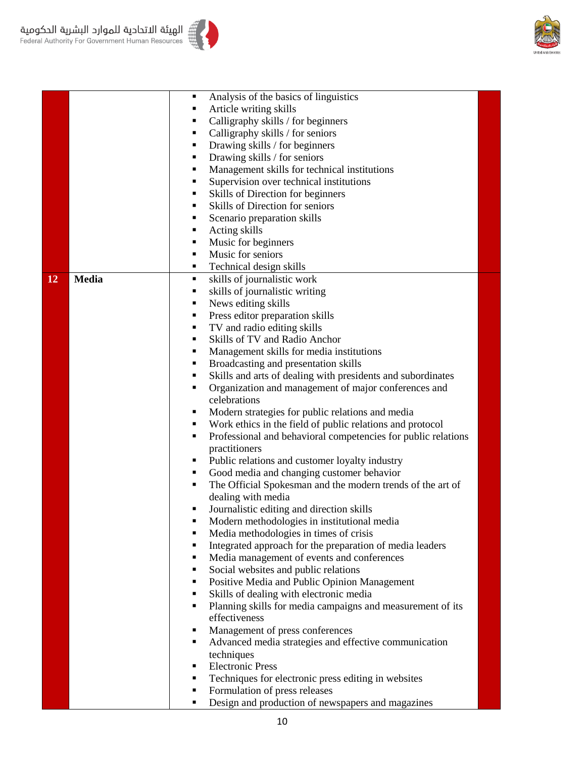| | | | |
|---|---|---|---|
| | | ▪ Analysis of the basics of linguistics<br>▪ Article writing skills<br>▪ Calligraphy skills / for beginners<br>▪ Calligraphy skills / for seniors<br>▪ Drawing skills / for beginners<br>▪ Drawing skills / for seniors<br>▪ Management skills for technical institutions<br>▪ Supervision over technical institutions<br>▪ Skills of Direction for beginners<br>▪ Skills of Direction for seniors<br>▪ Scenario preparation skills<br>▪ Acting skills<br>▪ Music for beginners<br>▪ Music for seniors<br>▪ Technical design skills | |
| **12** | **Media** | ▪ skills of journalistic work<br>▪ skills of journalistic writing<br>▪ News editing skills<br>▪ Press editor preparation skills<br>▪ TV and radio editing skills<br>▪ Skills of TV and Radio Anchor<br>▪ Management skills for media institutions<br>▪ Broadcasting and presentation skills<br>▪ Skills and arts of dealing with presidents and subordinates<br>▪ Organization and management of major conferences and celebrations<br>▪ Modern strategies for public relations and media<br>▪ Work ethics in the field of public relations and protocol<br>▪ Professional and behavioral competencies for public relations practitioners<br>▪ Public relations and customer loyalty industry<br>▪ Good media and changing customer behavior<br>▪ The Official Spokesman and the modern trends of the art of dealing with media<br>▪ Journalistic editing and direction skills<br>▪ Modern methodologies in institutional media<br>▪ Media methodologies in times of crisis<br>▪ Integrated approach for the preparation of media leaders<br>▪ Media management of events and conferences<br>▪ Social websites and public relations<br>▪ Positive Media and Public Opinion Management<br>▪ Skills of dealing with electronic media<br>▪ Planning skills for media campaigns and measurement of its effectiveness<br>▪ Management of press conferences<br>▪ Advanced media strategies and effective communication techniques<br>▪ Electronic Press<br>▪ Techniques for electronic press editing in websites<br>▪ Formulation of press releases<br>▪ Design and production of newspapers and magazines | |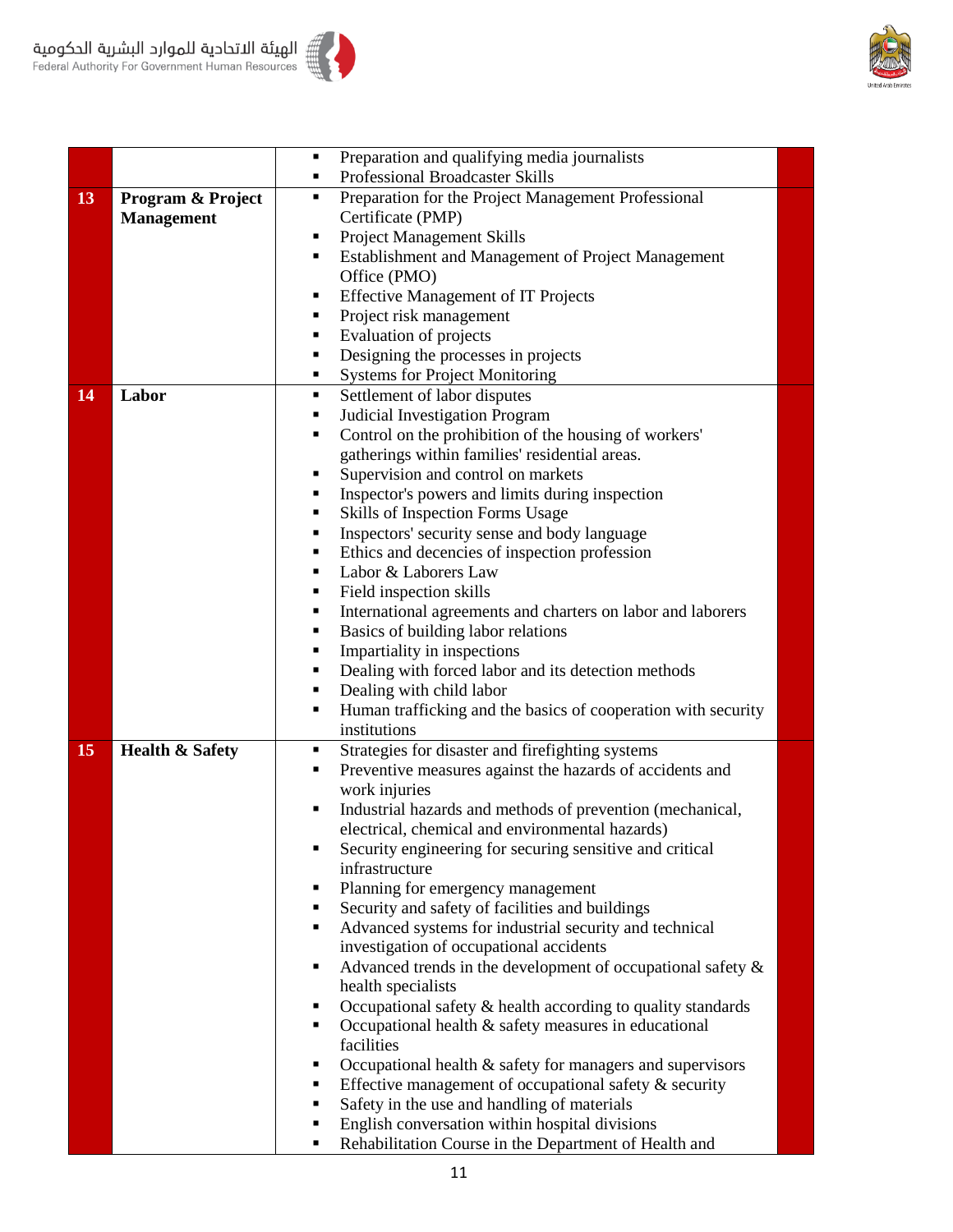| | | | |
|---|---|---|---|
| | | ▪ Preparation and qualifying media journalists<br>▪ Professional Broadcaster Skills | |
| **13** | **Program & Project Management** | ▪ Preparation for the Project Management Professional Certificate (PMP)<br>▪ Project Management Skills<br>▪ Establishment and Management of Project Management Office (PMO)<br>▪ Effective Management of IT Projects<br>▪ Project risk management<br>▪ Evaluation of projects<br>▪ Designing the processes in projects<br>▪ Systems for Project Monitoring | |
| **14** | **Labor** | ▪ Settlement of labor disputes<br>▪ Judicial Investigation Program<br>▪ Control on the prohibition of the housing of workers' gatherings within families' residential areas.<br>▪ Supervision and control on markets<br>▪ Inspector's powers and limits during inspection<br>▪ Skills of Inspection Forms Usage<br>▪ Inspectors' security sense and body language<br>▪ Ethics and decencies of inspection profession<br>▪ Labor & Laborers Law<br>▪ Field inspection skills<br>▪ International agreements and charters on labor and laborers<br>▪ Basics of building labor relations<br>▪ Impartiality in inspections<br>▪ Dealing with forced labor and its detection methods<br>▪ Dealing with child labor<br>▪ Human trafficking and the basics of cooperation with security institutions | |
| **15** | **Health & Safety** | ▪ Strategies for disaster and firefighting systems<br>▪ Preventive measures against the hazards of accidents and work injuries<br>▪ Industrial hazards and methods of prevention (mechanical, electrical, chemical and environmental hazards)<br>▪ Security engineering for securing sensitive and critical infrastructure<br>▪ Planning for emergency management<br>▪ Security and safety of facilities and buildings<br>▪ Advanced systems for industrial security and technical investigation of occupational accidents<br>▪ Advanced trends in the development of occupational safety & health specialists<br>▪ Occupational safety & health according to quality standards<br>▪ Occupational health & safety measures in educational facilities<br>▪ Occupational health & safety for managers and supervisors<br>▪ Effective management of occupational safety & security<br>▪ Safety in the use and handling of materials<br>▪ English conversation within hospital divisions<br>▪ Rehabilitation Course in the Department of Health and | |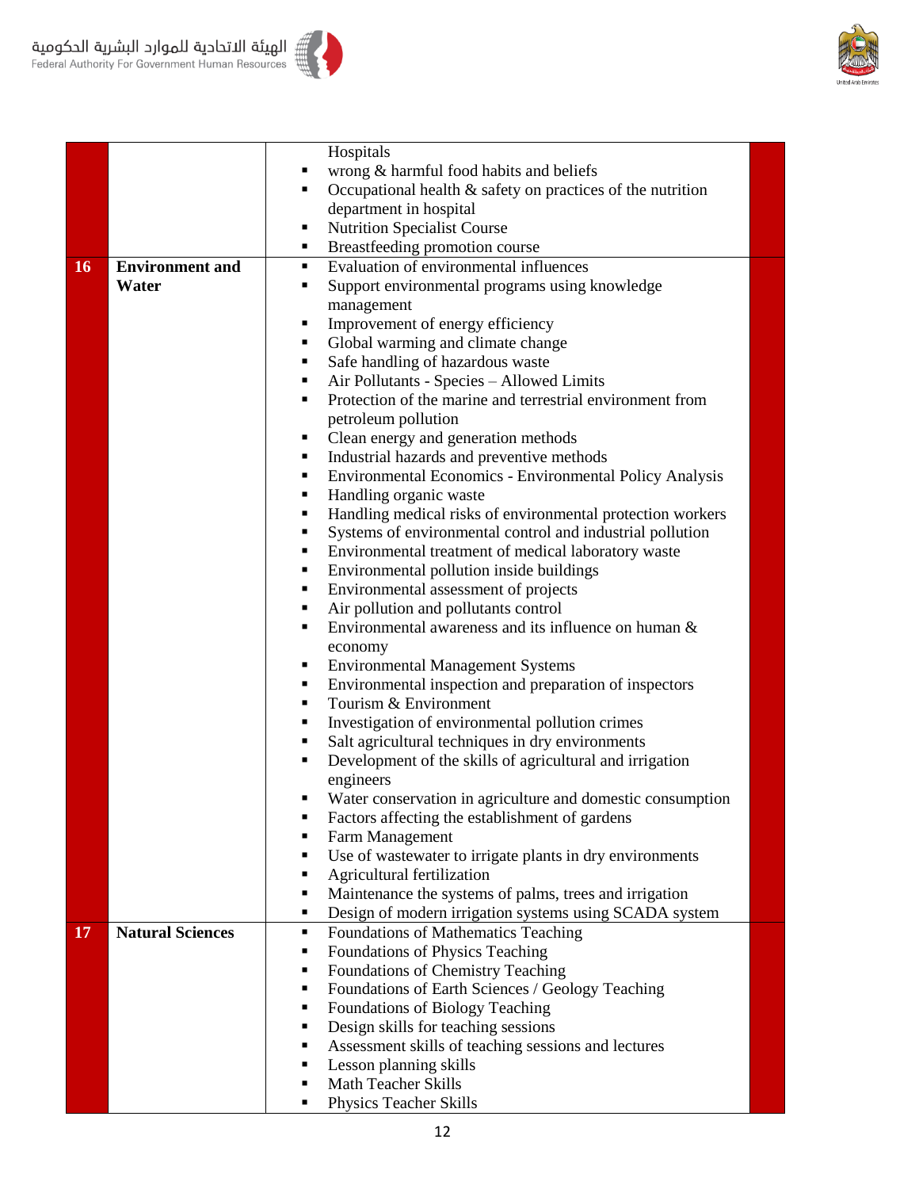| | | | |
|---|---|---|---|
| | | Hospitals<br>▪ wrong & harmful food habits and beliefs<br>▪ Occupational health & safety on practices of the nutrition department in hospital<br>▪ Nutrition Specialist Course<br>▪ Breastfeeding promotion course | |
| **16** | **Environment and Water** | ▪ Evaluation of environmental influences<br>▪ Support environmental programs using knowledge management<br>▪ Improvement of energy efficiency<br>▪ Global warming and climate change<br>▪ Safe handling of hazardous waste<br>▪ Air Pollutants - Species – Allowed Limits<br>▪ Protection of the marine and terrestrial environment from petroleum pollution<br>▪ Clean energy and generation methods<br>▪ Industrial hazards and preventive methods<br>▪ Environmental Economics - Environmental Policy Analysis<br>▪ Handling organic waste<br>▪ Handling medical risks of environmental protection workers<br>▪ Systems of environmental control and industrial pollution<br>▪ Environmental treatment of medical laboratory waste<br>▪ Environmental pollution inside buildings<br>▪ Environmental assessment of projects<br>▪ Air pollution and pollutants control<br>▪ Environmental awareness and its influence on human & economy<br>▪ Environmental Management Systems<br>▪ Environmental inspection and preparation of inspectors<br>▪ Tourism & Environment<br>▪ Investigation of environmental pollution crimes<br>▪ Salt agricultural techniques in dry environments<br>▪ Development of the skills of agricultural and irrigation engineers<br>▪ Water conservation in agriculture and domestic consumption<br>▪ Factors affecting the establishment of gardens<br>▪ Farm Management<br>▪ Use of wastewater to irrigate plants in dry environments<br>▪ Agricultural fertilization<br>▪ Maintenance the systems of palms, trees and irrigation<br>▪ Design of modern irrigation systems using SCADA system | |
| **17** | **Natural Sciences** | ▪ Foundations of Mathematics Teaching<br>▪ Foundations of Physics Teaching<br>▪ Foundations of Chemistry Teaching<br>▪ Foundations of Earth Sciences / Geology Teaching<br>▪ Foundations of Biology Teaching<br>▪ Design skills for teaching sessions<br>▪ Assessment skills of teaching sessions and lectures<br>▪ Lesson planning skills<br>▪ Math Teacher Skills<br>▪ Physics Teacher Skills | |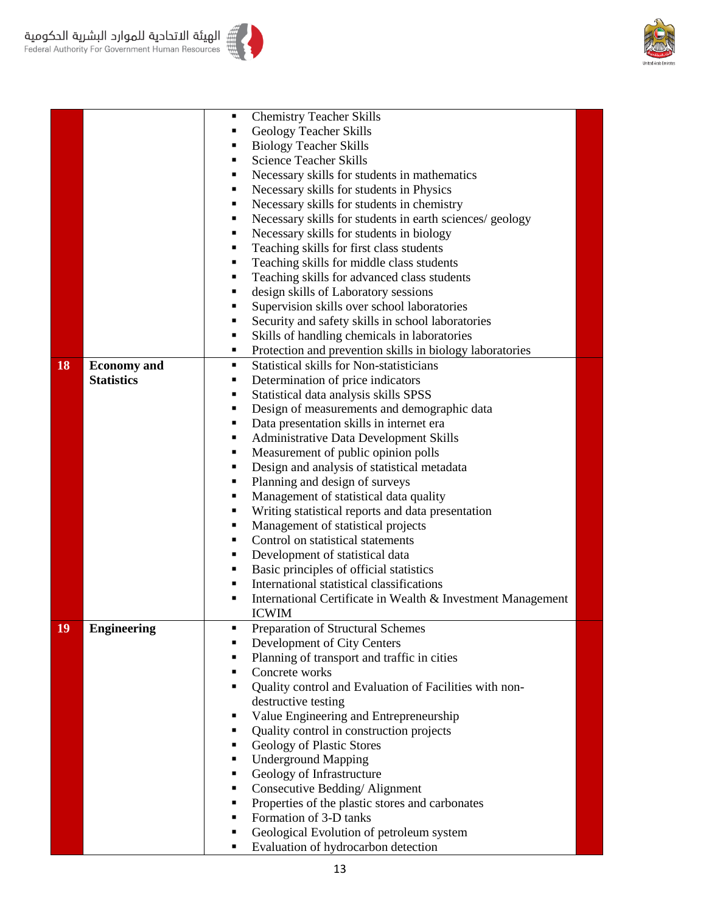| | | | |
|---|---|---|---|
| | | ▪ Chemistry Teacher Skills<br>▪ Geology Teacher Skills<br>▪ Biology Teacher Skills<br>▪ Science Teacher Skills<br>▪ Necessary skills for students in mathematics<br>▪ Necessary skills for students in Physics<br>▪ Necessary skills for students in chemistry<br>▪ Necessary skills for students in earth sciences/ geology<br>▪ Necessary skills for students in biology<br>▪ Teaching skills for first class students<br>▪ Teaching skills for middle class students<br>▪ Teaching skills for advanced class students<br>▪ design skills of Laboratory sessions<br>▪ Supervision skills over school laboratories<br>▪ Security and safety skills in school laboratories<br>▪ Skills of handling chemicals in laboratories<br>▪ Protection and prevention skills in biology laboratories | |
| **18** | **Economy and Statistics** | ▪ Statistical skills for Non-statisticians<br>▪ Determination of price indicators<br>▪ Statistical data analysis skills SPSS<br>▪ Design of measurements and demographic data<br>▪ Data presentation skills in internet era<br>▪ Administrative Data Development Skills<br>▪ Measurement of public opinion polls<br>▪ Design and analysis of statistical metadata<br>▪ Planning and design of surveys<br>▪ Management of statistical data quality<br>▪ Writing statistical reports and data presentation<br>▪ Management of statistical projects<br>▪ Control on statistical statements<br>▪ Development of statistical data<br>▪ Basic principles of official statistics<br>▪ International statistical classifications<br>▪ International Certificate in Wealth & Investment Management ICWIM | |
| **19** | **Engineering** | ▪ Preparation of Structural Schemes<br>▪ Development of City Centers<br>▪ Planning of transport and traffic in cities<br>▪ Concrete works<br>▪ Quality control and Evaluation of Facilities with non-destructive testing<br>▪ Value Engineering and Entrepreneurship<br>▪ Quality control in construction projects<br>▪ Geology of Plastic Stores<br>▪ Underground Mapping<br>▪ Geology of Infrastructure<br>▪ Consecutive Bedding/ Alignment<br>▪ Properties of the plastic stores and carbonates<br>▪ Formation of 3-D tanks<br>▪ Geological Evolution of petroleum system<br>▪ Evaluation of hydrocarbon detection | |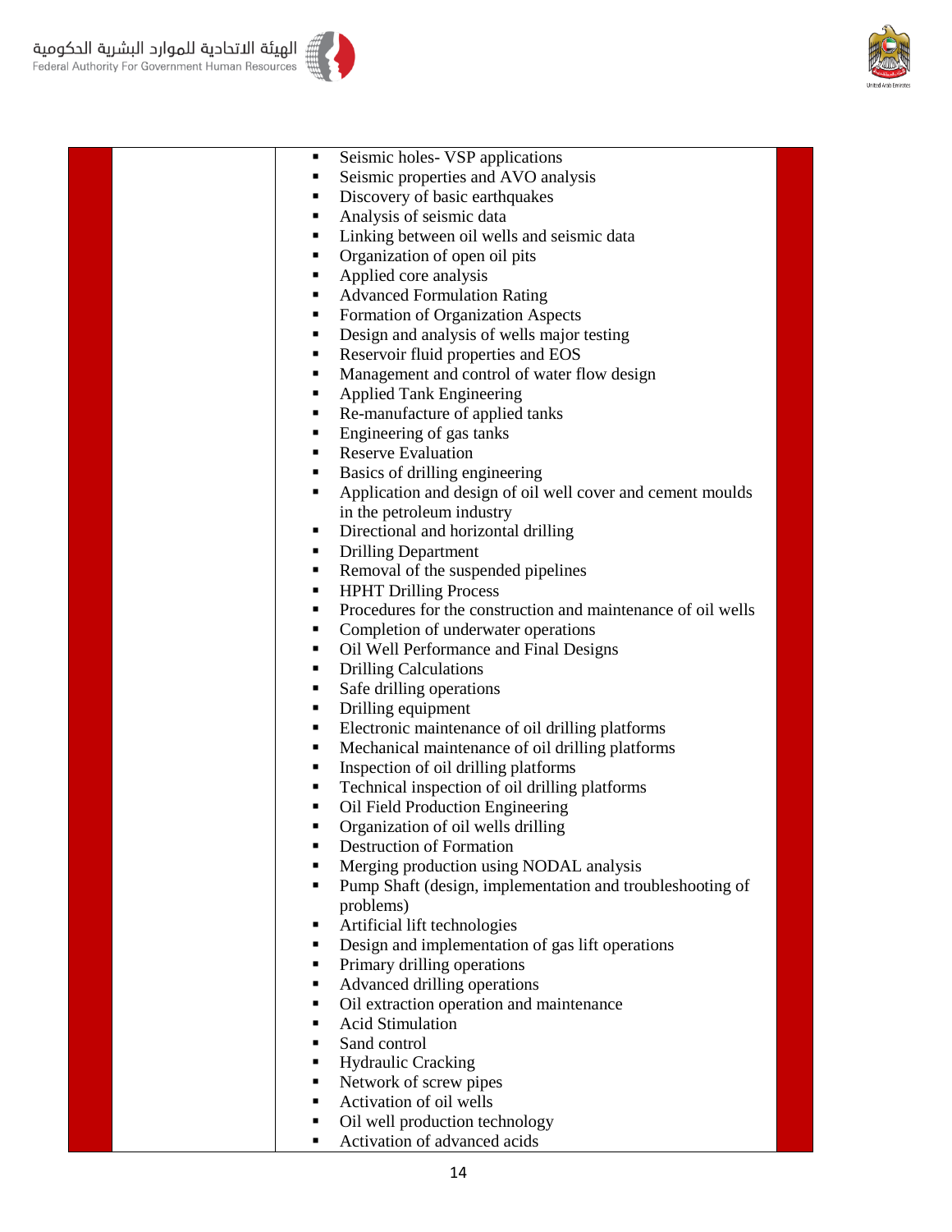| | | | |
|---|---|---|---|
| | | - Seismic holes- VSP applications<br>- Seismic properties and AVO analysis<br>- Discovery of basic earthquakes<br>- Analysis of seismic data<br>- Linking between oil wells and seismic data<br>- Organization of open oil pits<br>- Applied core analysis<br>- Advanced Formulation Rating<br>- Formation of Organization Aspects<br>- Design and analysis of wells major testing<br>- Reservoir fluid properties and EOS<br>- Management and control of water flow design<br>- Applied Tank Engineering<br>- Re-manufacture of applied tanks<br>- Engineering of gas tanks<br>- Reserve Evaluation<br>- Basics of drilling engineering<br>- Application and design of oil well cover and cement moulds in the petroleum industry<br>- Directional and horizontal drilling<br>- Drilling Department<br>- Removal of the suspended pipelines<br>- HPHT Drilling Process<br>- Procedures for the construction and maintenance of oil wells<br>- Completion of underwater operations<br>- Oil Well Performance and Final Designs<br>- Drilling Calculations<br>- Safe drilling operations<br>- Drilling equipment<br>- Electronic maintenance of oil drilling platforms<br>- Mechanical maintenance of oil drilling platforms<br>- Inspection of oil drilling platforms<br>- Technical inspection of oil drilling platforms<br>- Oil Field Production Engineering<br>- Organization of oil wells drilling<br>- Destruction of Formation<br>- Merging production using NODAL analysis<br>- Pump Shaft (design, implementation and troubleshooting of problems)<br>- Artificial lift technologies<br>- Design and implementation of gas lift operations<br>- Primary drilling operations<br>- Advanced drilling operations<br>- Oil extraction operation and maintenance<br>- Acid Stimulation<br>- Sand control<br>- Hydraulic Cracking<br>- Network of screw pipes<br>- Activation of oil wells<br>- Oil well production technology<br>- Activation of advanced acids | |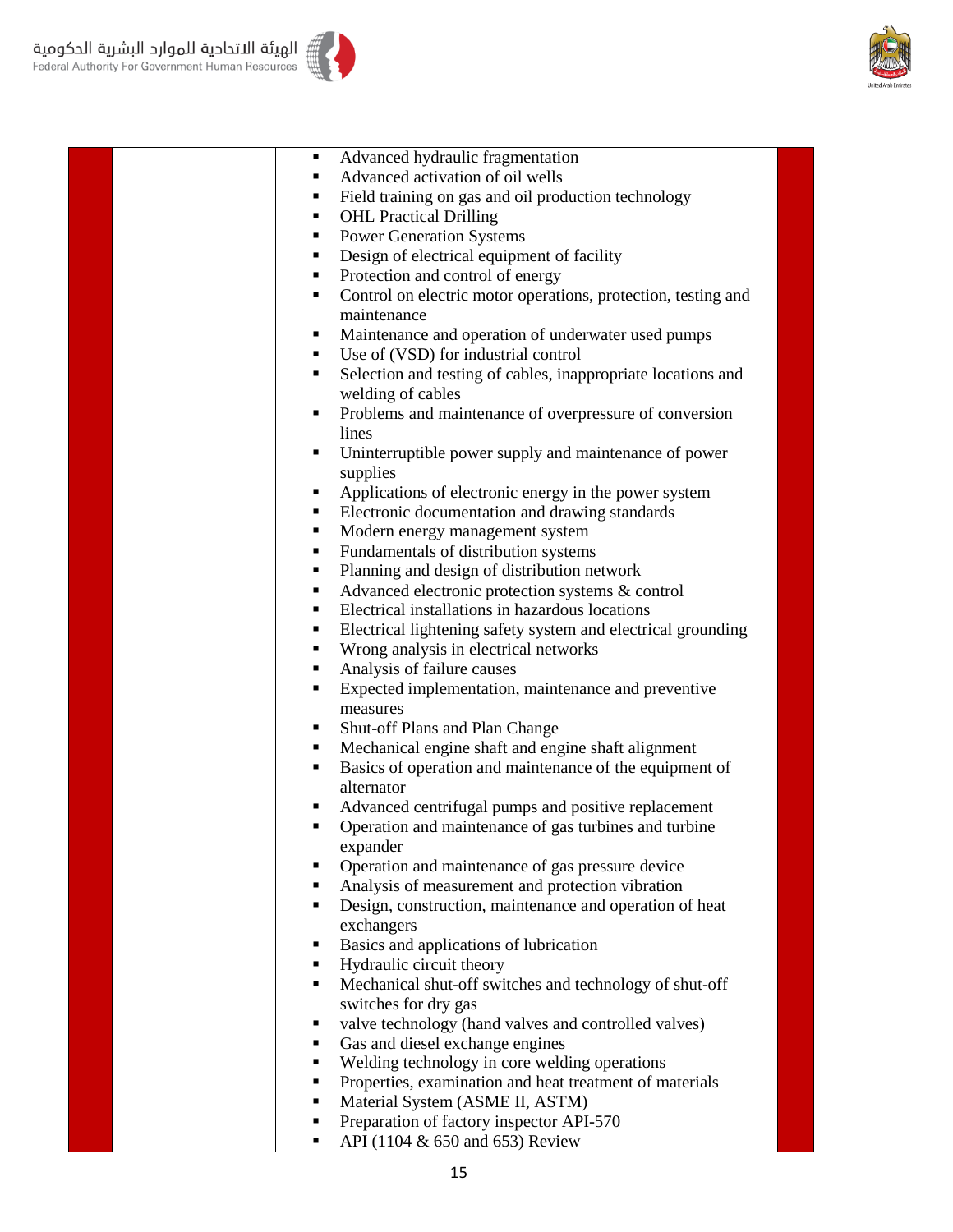| | | | |
|---|---|---|---|
| | | ▪ Advanced hydraulic fragmentation<br>▪ Advanced activation of oil wells<br>▪ Field training on gas and oil production technology<br>▪ OHL Practical Drilling<br>▪ Power Generation Systems<br>▪ Design of electrical equipment of facility<br>▪ Protection and control of energy<br>▪ Control on electric motor operations, protection, testing and maintenance<br>▪ Maintenance and operation of underwater used pumps<br>▪ Use of (VSD) for industrial control<br>▪ Selection and testing of cables, inappropriate locations and welding of cables<br>▪ Problems and maintenance of overpressure of conversion lines<br>▪ Uninterruptible power supply and maintenance of power supplies<br>▪ Applications of electronic energy in the power system<br>▪ Electronic documentation and drawing standards<br>▪ Modern energy management system<br>▪ Fundamentals of distribution systems<br>▪ Planning and design of distribution network<br>▪ Advanced electronic protection systems & control<br>▪ Electrical installations in hazardous locations<br>▪ Electrical lightening safety system and electrical grounding<br>▪ Wrong analysis in electrical networks<br>▪ Analysis of failure causes<br>▪ Expected implementation, maintenance and preventive measures<br>▪ Shut-off Plans and Plan Change<br>▪ Mechanical engine shaft and engine shaft alignment<br>▪ Basics of operation and maintenance of the equipment of alternator<br>▪ Advanced centrifugal pumps and positive replacement<br>▪ Operation and maintenance of gas turbines and turbine expander<br>▪ Operation and maintenance of gas pressure device<br>▪ Analysis of measurement and protection vibration<br>▪ Design, construction, maintenance and operation of heat exchangers<br>▪ Basics and applications of lubrication<br>▪ Hydraulic circuit theory<br>▪ Mechanical shut-off switches and technology of shut-off switches for dry gas<br>▪ valve technology (hand valves and controlled valves)<br>▪ Gas and diesel exchange engines<br>▪ Welding technology in core welding operations<br>▪ Properties, examination and heat treatment of materials<br>▪ Material System (ASME II, ASTM)<br>▪ Preparation of factory inspector API-570<br>▪ API (1104 & 650 and 653) Review | |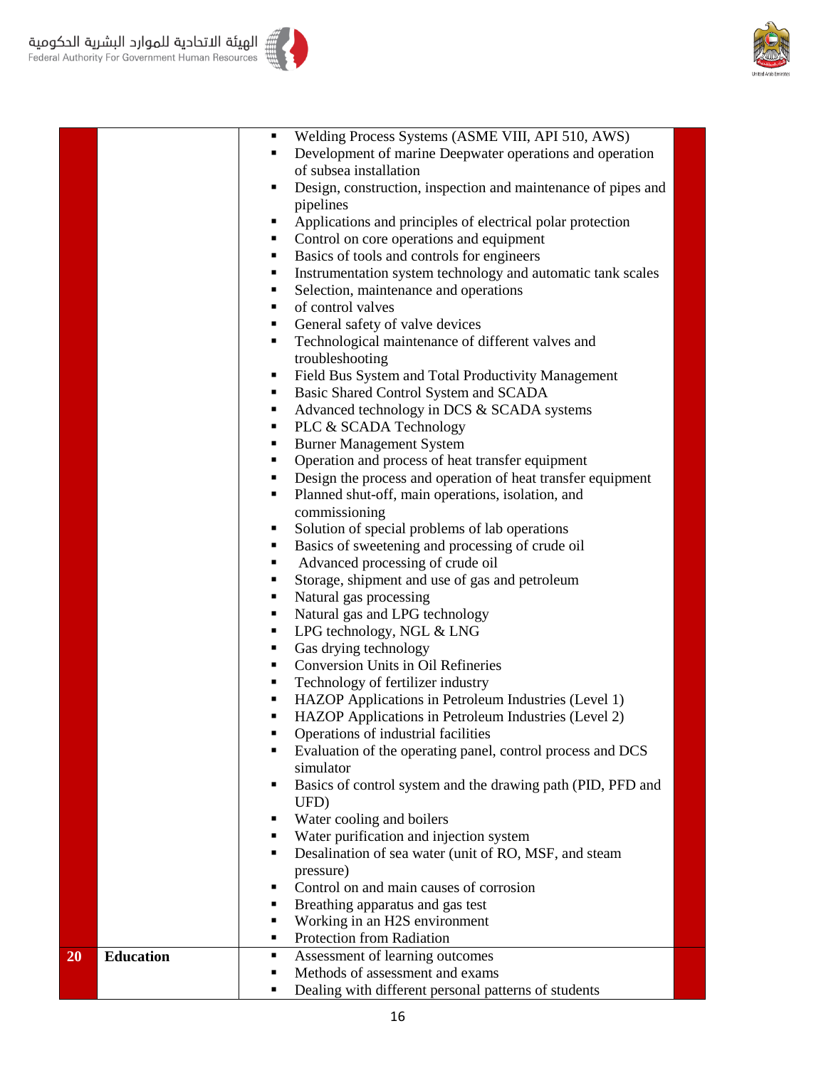| | | | |
|---|---|---|---|
| | | ▪ Welding Process Systems (ASME VIII, API 510, AWS)<br>▪ Development of marine Deepwater operations and operation of subsea installation<br>▪ Design, construction, inspection and maintenance of pipes and pipelines<br>▪ Applications and principles of electrical polar protection<br>▪ Control on core operations and equipment<br>▪ Basics of tools and controls for engineers<br>▪ Instrumentation system technology and automatic tank scales<br>▪ Selection, maintenance and operations<br>▪ of control valves<br>▪ General safety of valve devices<br>▪ Technological maintenance of different valves and troubleshooting<br>▪ Field Bus System and Total Productivity Management<br>▪ Basic Shared Control System and SCADA<br>▪ Advanced technology in DCS & SCADA systems<br>▪ PLC & SCADA Technology<br>▪ Burner Management System<br>▪ Operation and process of heat transfer equipment<br>▪ Design the process and operation of heat transfer equipment<br>▪ Planned shut-off, main operations, isolation, and commissioning<br>▪ Solution of special problems of lab operations<br>▪ Basics of sweetening and processing of crude oil<br>▪ Advanced processing of crude oil<br>▪ Storage, shipment and use of gas and petroleum<br>▪ Natural gas processing<br>▪ Natural gas and LPG technology<br>▪ LPG technology, NGL & LNG<br>▪ Gas drying technology<br>▪ Conversion Units in Oil Refineries<br>▪ Technology of fertilizer industry<br>▪ HAZOP Applications in Petroleum Industries (Level 1)<br>▪ HAZOP Applications in Petroleum Industries (Level 2)<br>▪ Operations of industrial facilities<br>▪ Evaluation of the operating panel, control process and DCS simulator<br>▪ Basics of control system and the drawing path (PID, PFD and UFD)<br>▪ Water cooling and boilers<br>▪ Water purification and injection system<br>▪ Desalination of sea water (unit of RO, MSF, and steam pressure)<br>▪ Control on and main causes of corrosion<br>▪ Breathing apparatus and gas test<br>▪ Working in an H2S environment<br>▪ Protection from Radiation | |
| **20** | **Education** | ▪ Assessment of learning outcomes<br>▪ Methods of assessment and exams<br>▪ Dealing with different personal patterns of students | |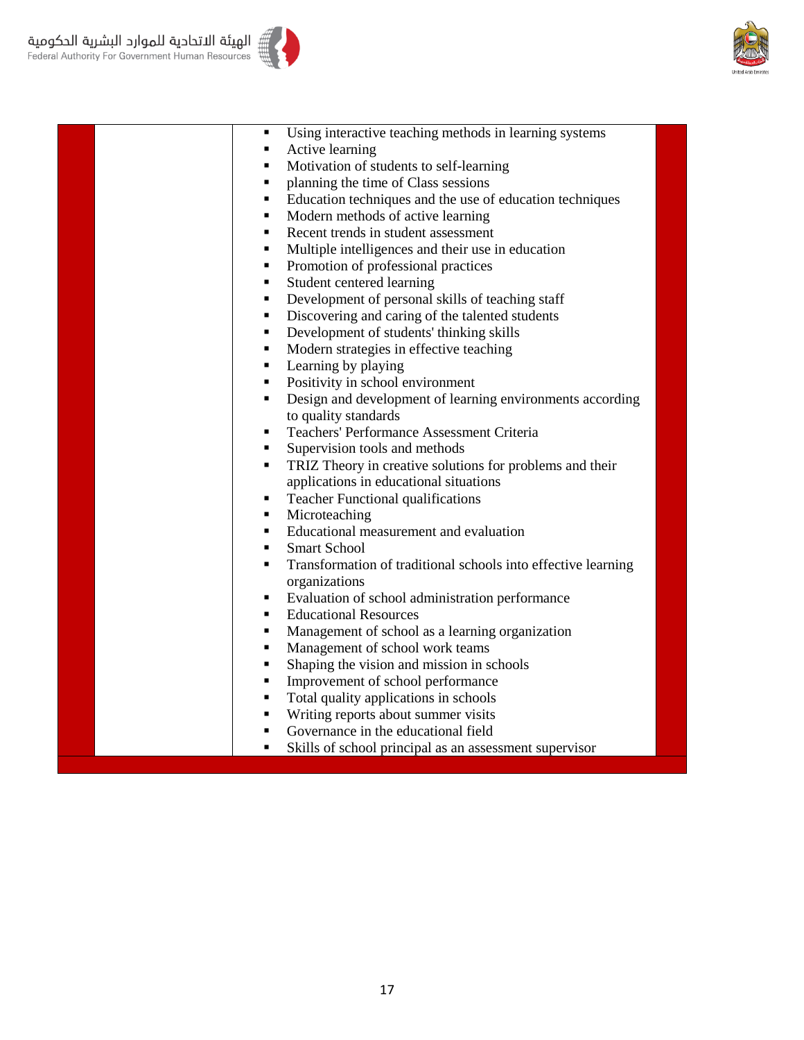| | | | |
|---|---|---|---|
| | | ▪ Using interactive teaching methods in learning systems<br>▪ Active learning<br>▪ Motivation of students to self-learning<br>▪ planning the time of Class sessions<br>▪ Education techniques and the use of education techniques<br>▪ Modern methods of active learning<br>▪ Recent trends in student assessment<br>▪ Multiple intelligences and their use in education<br>▪ Promotion of professional practices<br>▪ Student centered learning<br>▪ Development of personal skills of teaching staff<br>▪ Discovering and caring of the talented students<br>▪ Development of students' thinking skills<br>▪ Modern strategies in effective teaching<br>▪ Learning by playing<br>▪ Positivity in school environment<br>▪ Design and development of learning environments according to quality standards<br>▪ Teachers' Performance Assessment Criteria<br>▪ Supervision tools and methods<br>▪ TRIZ Theory in creative solutions for problems and their applications in educational situations<br>▪ Teacher Functional qualifications<br>▪ Microteaching<br>▪ Educational measurement and evaluation<br>▪ Smart School<br>▪ Transformation of traditional schools into effective learning organizations<br>▪ Evaluation of school administration performance<br>▪ Educational Resources<br>▪ Management of school as a learning organization<br>▪ Management of school work teams<br>▪ Shaping the vision and mission in schools<br>▪ Improvement of school performance<br>▪ Total quality applications in schools<br>▪ Writing reports about summer visits<br>▪ Governance in the educational field<br>▪ Skills of school principal as an assessment supervisor | |